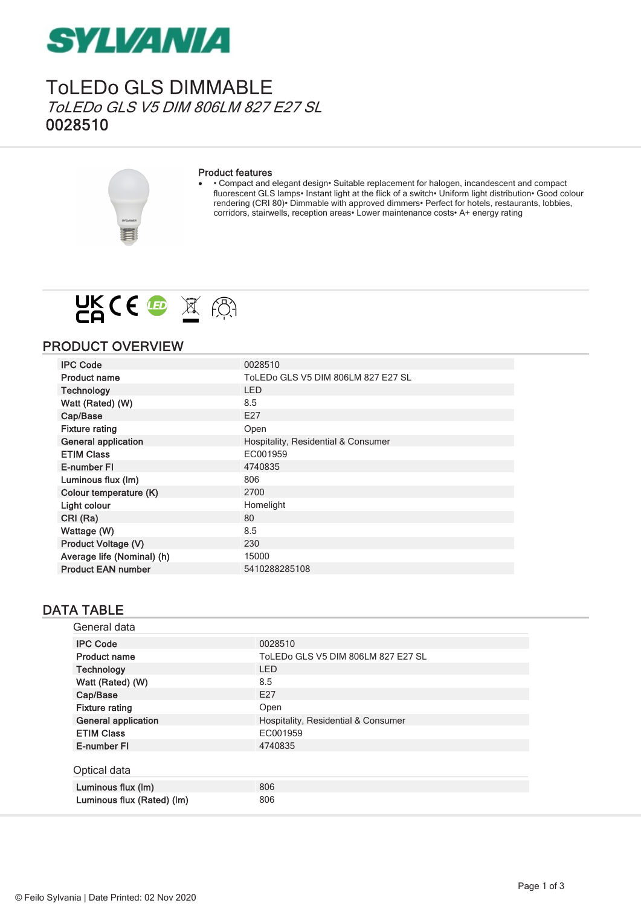# SYLVANIA

# ToLEDo GLS DIMMABLE

*ToLEDo GLS V5 DIM 806LM 827 E27 SL*

**0028510**

### Product features

- • Compact and elegant design• Suitable replacement for halogen, incandescent and compact fluorescent GLS lamps• Instant light at the flick of a switch• Uniform light distribution• Good colour rendering (CRI 80)• Dimmable with approved dimmers• Perfect for hotels, restaurants, lobbies, corridors, stairwells, reception areas• Lower maintenance costs• A+ energy rating

## PRODUCT OVERVIEW

| | |
|---|---|
| IPC Code | 0028510 |
| Product name | ToLEDo GLS V5 DIM 806LM 827 E27 SL |
| Technology | LED |
| Watt (Rated) (W) | 8.5 |
| Cap/Base | E27 |
| Fixture rating | Open |
| General application | Hospitality, Residential & Consumer |
| ETIM Class | EC001959 |
| E-number FI | 4740835 |
| Luminous flux (lm) | 806 |
| Colour temperature (K) | 2700 |
| Light colour | Homelight |
| CRI (Ra) | 80 |
| Wattage (W) | 8.5 |
| Product Voltage (V) | 230 |
| Average life (Nominal) (h) | 15000 |
| Product EAN number | 5410288285108 |

## DATA TABLE

### General data

| | |
|---|---|
| IPC Code | 0028510 |
| Product name | ToLEDo GLS V5 DIM 806LM 827 E27 SL |
| Technology | LED |
| Watt (Rated) (W) | 8.5 |
| Cap/Base | E27 |
| Fixture rating | Open |
| General application | Hospitality, Residential & Consumer |
| ETIM Class | EC001959 |
| E-number FI | 4740835 |

### Optical data

| | |
|---|---|
| Luminous flux (lm) | 806 |
| Luminous flux (Rated) (lm) | 806 |

© Feilo Sylvania | Date Printed: 02 Nov 2020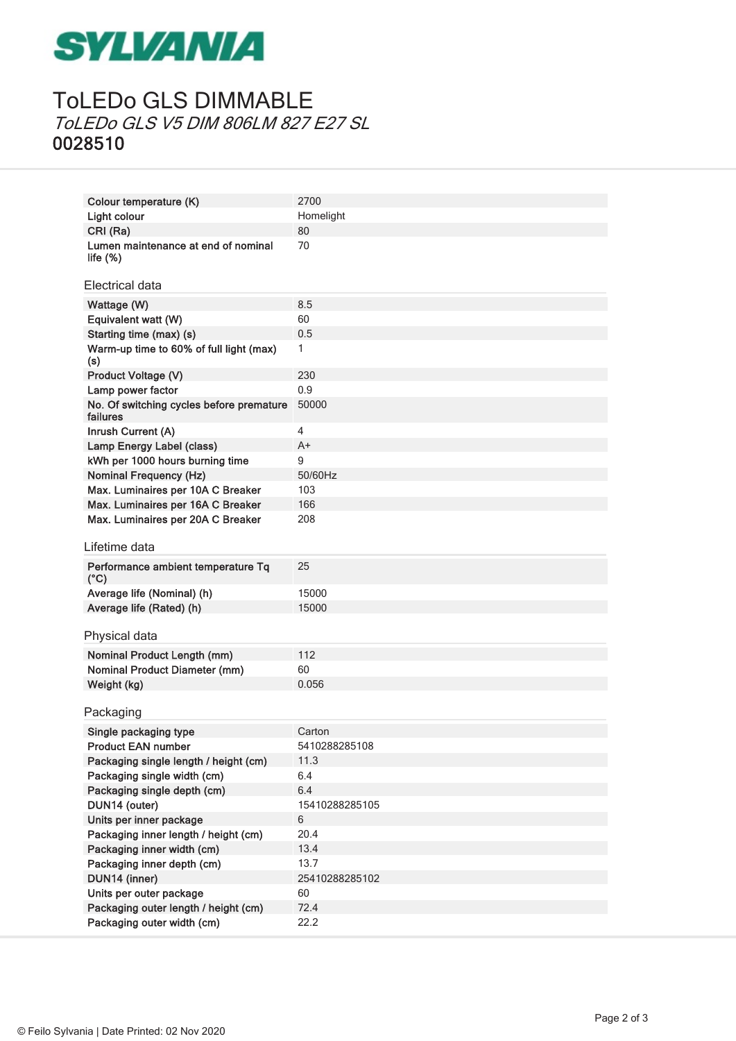# ToLEDo GLS DIMMABLE

*ToLEDo GLS V5 DIM 806LM 827 E27 SL*

**0028510**

| | |
|---|---|
| Colour temperature (K) | 2700 |
| Light colour | Homelight |
| CRI (Ra) | 80 |
| Lumen maintenance at end of nominal life (%) | 70 |

## Electrical data

| | |
|---|---|
| Wattage (W) | 8.5 |
| Equivalent watt (W) | 60 |
| Starting time (max) (s) | 0.5 |
| Warm-up time to 60% of full light (max) (s) | 1 |
| Product Voltage (V) | 230 |
| Lamp power factor | 0.9 |
| No. Of switching cycles before premature failures | 50000 |
| Inrush Current (A) | 4 |
| Lamp Energy Label (class) | A+ |
| kWh per 1000 hours burning time | 9 |
| Nominal Frequency (Hz) | 50/60Hz |
| Max. Luminaires per 10A C Breaker | 103 |
| Max. Luminaires per 16A C Breaker | 166 |
| Max. Luminaires per 20A C Breaker | 208 |

## Lifetime data

| | |
|---|---|
| Performance ambient temperature Tq (°C) | 25 |
| Average life (Nominal) (h) | 15000 |
| Average life (Rated) (h) | 15000 |

## Physical data

| | |
|---|---|
| Nominal Product Length (mm) | 112 |
| Nominal Product Diameter (mm) | 60 |
| Weight (kg) | 0.056 |

## Packaging

| | |
|---|---|
| Single packaging type | Carton |
| Product EAN number | 5410288285108 |
| Packaging single length / height (cm) | 11.3 |
| Packaging single width (cm) | 6.4 |
| Packaging single depth (cm) | 6.4 |
| DUN14 (outer) | 15410288285105 |
| Units per inner package | 6 |
| Packaging inner length / height (cm) | 20.4 |
| Packaging inner width (cm) | 13.4 |
| Packaging inner depth (cm) | 13.7 |
| DUN14 (inner) | 25410288285102 |
| Units per outer package | 60 |
| Packaging outer length / height (cm) | 72.4 |
| Packaging outer width (cm) | 22.2 |

© Feilo Sylvania | Date Printed: 02 Nov 2020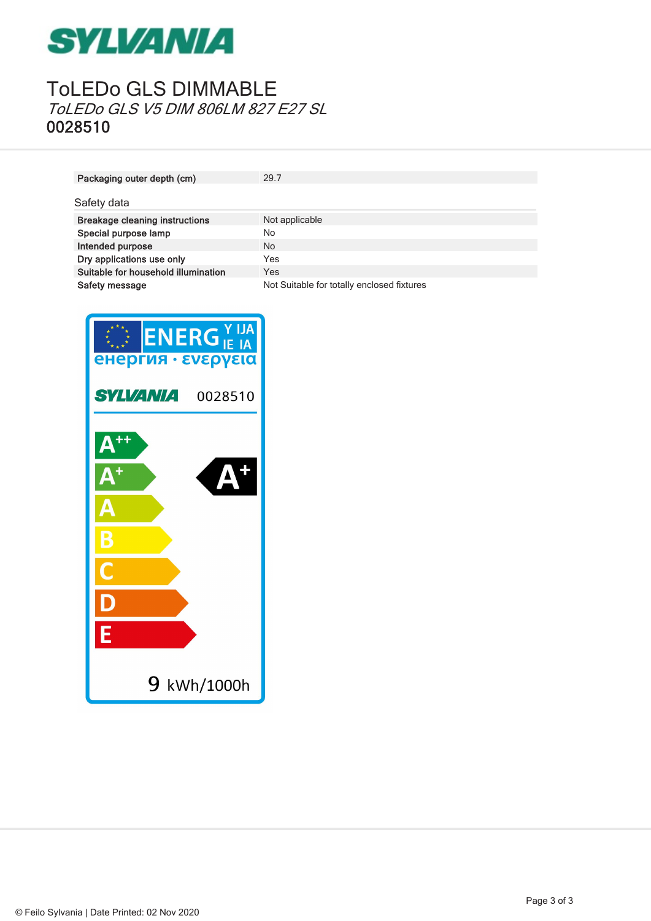SYLVANIA

# ToLEDo GLS DIMMABLE

*ToLEDo GLS V5 DIM 806LM 827 E27 SL*

**0028510**

| | |
|---|---|
| Packaging outer depth (cm) | 29.7 |

## Safety data

| | |
|---|---|
| Breakage cleaning instructions | Not applicable |
| Special purpose lamp | No |
| Intended purpose | No |
| Dry applications use only | Yes |
| Suitable for household illumination | Yes |
| Safety message | Not Suitable for totally enclosed fixtures |

ENERGY IJA IE IA
енергия · ενεργεια

SYLVANIA 0028510

A++
A+
A
B
C
D
E

A+

9 kWh/1000h

© Feilo Sylvania | Date Printed: 02 Nov 2020